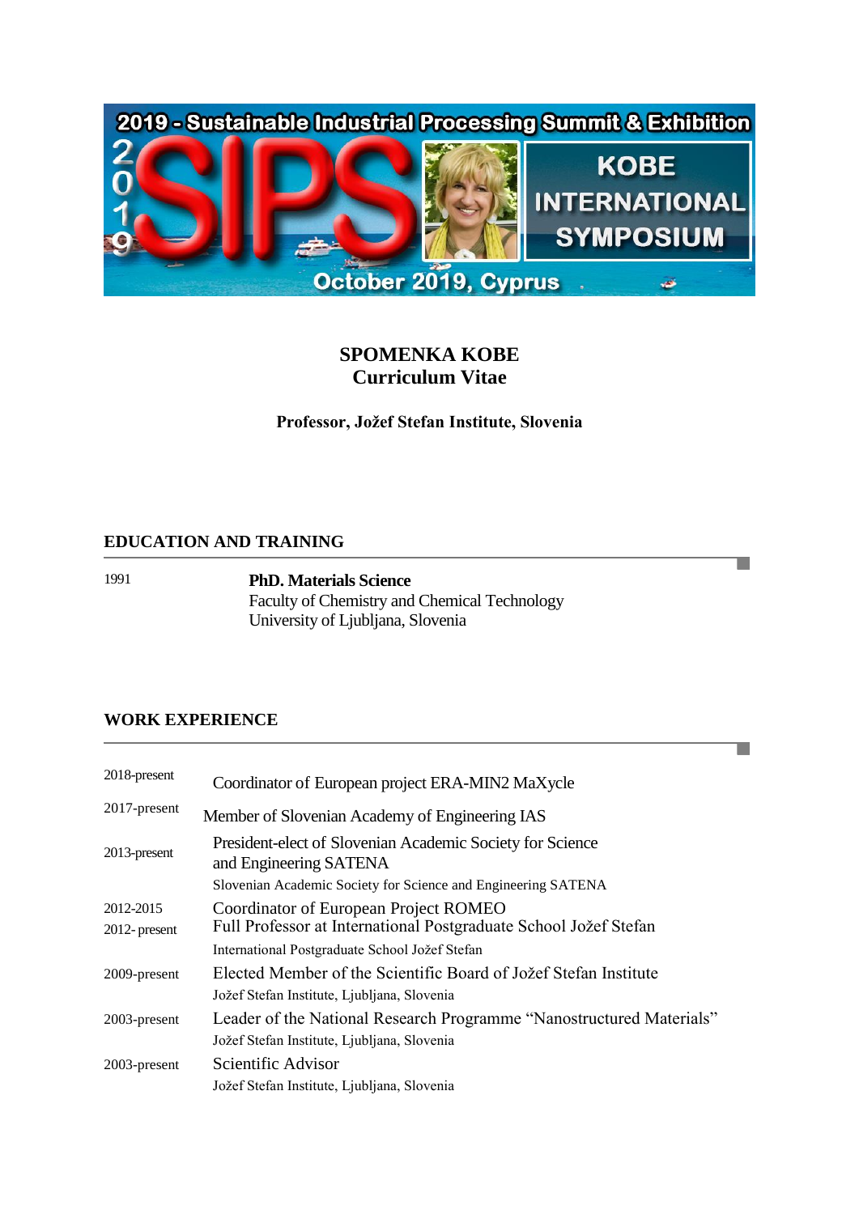# SPOMENKA KOBE
## Curriculum Vitae

**Professor, Jožef Stefan Institute, Slovenia**

## EDUCATION AND TRAINING

| | |
|---|---|
| 1991 | **PhD. Materials Science**<br>Faculty of Chemistry and Chemical Technology<br>University of Ljubljana, Slovenia |

## WORK EXPERIENCE

| | |
|---|---|
| 2018-present | Coordinator of European project ERA-MIN2 MaXycle |
| 2017-present | Member of Slovenian Academy of Engineering IAS |
| 2013-present | President-elect of Slovenian Academic Society for Science and Engineering SATENA<br>Slovenian Academic Society for Science and Engineering SATENA |
| 2012-2015 | Coordinator of European Project ROMEO |
| 2012- present | Full Professor at International Postgraduate School Jožef Stefan<br>International Postgraduate School Jožef Stefan |
| 2009-present | Elected Member of the Scientific Board of Jožef Stefan Institute<br>Jožef Stefan Institute, Ljubljana, Slovenia |
| 2003-present | Leader of the National Research Programme "Nanostructured Materials"<br>Jožef Stefan Institute, Ljubljana, Slovenia |
| 2003-present | Scientific Advisor<br>Jožef Stefan Institute, Ljubljana, Slovenia |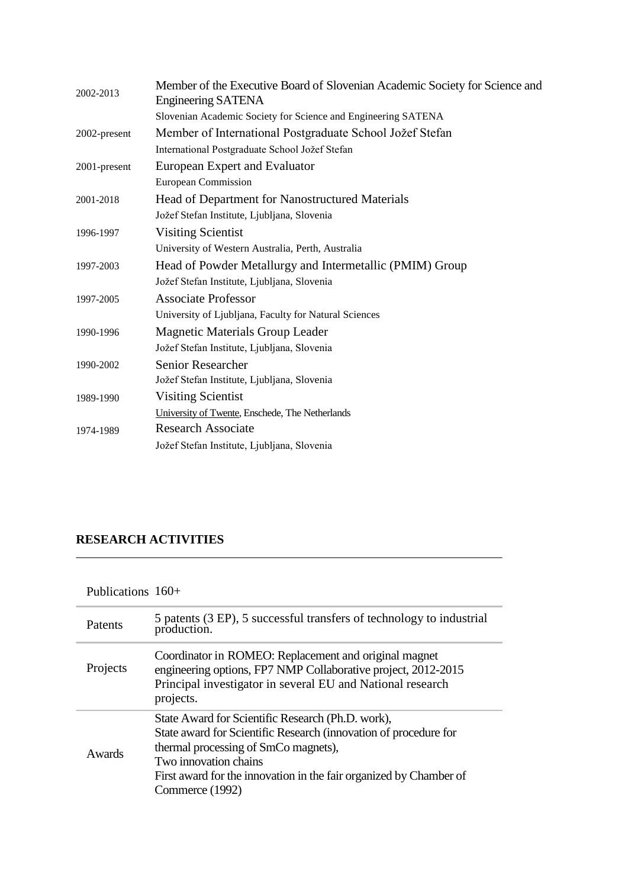| | |
|---|---|
| 2002-2013 | Member of the Executive Board of Slovenian Academic Society for Science and Engineering SATENA<br>Slovenian Academic Society for Science and Engineering SATENA |
| 2002-present | Member of International Postgraduate School Jožef Stefan<br>International Postgraduate School Jožef Stefan |
| 2001-present | European Expert and Evaluator<br>European Commission |
| 2001-2018 | Head of Department for Nanostructured Materials<br>Jožef Stefan Institute, Ljubljana, Slovenia |
| 1996-1997 | Visiting Scientist<br>University of Western Australia, Perth, Australia |
| 1997-2003 | Head of Powder Metallurgy and Intermetallic (PMIM) Group<br>Jožef Stefan Institute, Ljubljana, Slovenia |
| 1997-2005 | Associate Professor<br>University of Ljubljana, Faculty for Natural Sciences |
| 1990-1996 | Magnetic Materials Group Leader<br>Jožef Stefan Institute, Ljubljana, Slovenia |
| 1990-2002 | Senior Researcher<br>Jožef Stefan Institute, Ljubljana, Slovenia |
| 1989-1990 | Visiting Scientist<br>University of Twente, Enschede, The Netherlands |
| 1974-1989 | Research Associate<br>Jožef Stefan Institute, Ljubljana, Slovenia |

## RESEARCH ACTIVITIES

| | |
|---|---|
| Publications | 160+ |
| Patents | 5 patents (3 EP), 5 successful transfers of technology to industrial production. |
| Projects | Coordinator in ROMEO: Replacement and original magnet engineering options, FP7 NMP Collaborative project, 2012-2015<br>Principal investigator in several EU and National research projects. |
| Awards | State Award for Scientific Research (Ph.D. work),<br>State award for Scientific Research (innovation of procedure for thermal processing of SmCo magnets),<br>Two innovation chains<br>First award for the innovation in the fair organized by Chamber of Commerce (1992) |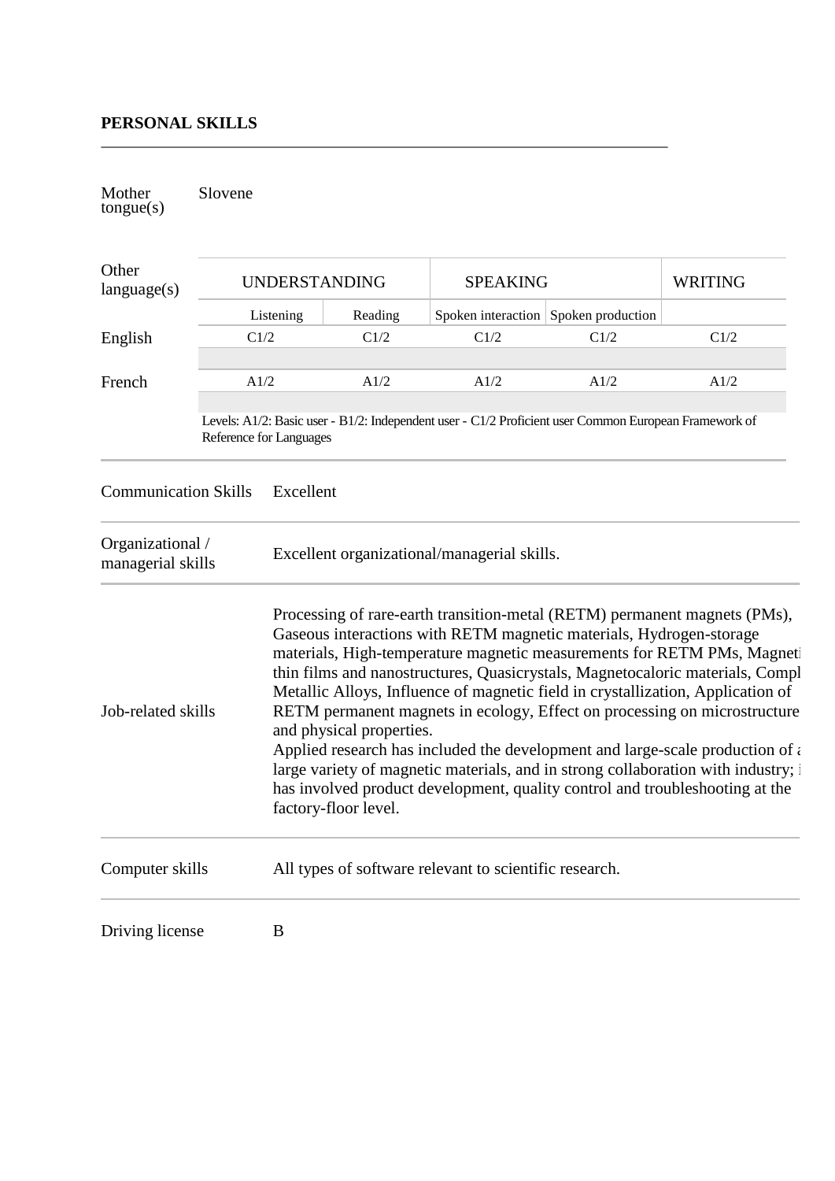## PERSONAL SKILLS

| | |
|---|---|
| Mother tongue(s) | Slovene |

| Other language(s) | UNDERSTANDING | | SPEAKING | | WRITING |
|---|---|---|---|---|---|
| | Listening | Reading | Spoken interaction | Spoken production | |
| English | C1/2 | C1/2 | C1/2 | C1/2 | C1/2 |
| French | A1/2 | A1/2 | A1/2 | A1/2 | A1/2 |

Levels: A1/2: Basic user - B1/2: Independent user - C1/2 Proficient user Common European Framework of Reference for Languages

| | |
|---|---|
| Communication Skills | Excellent |
| Organizational / managerial skills | Excellent organizational/managerial skills. |
| Job-related skills | Processing of rare-earth transition-metal (RETM) permanent magnets (PMs), Gaseous interactions with RETM magnetic materials, Hydrogen-storage materials, High-temperature magnetic measurements for RETM PMs, Magneti thin films and nanostructures, Quasicrystals, Magnetocaloric materials, Compl Metallic Alloys, Influence of magnetic field in crystallization, Application of RETM permanent magnets in ecology, Effect on processing on microstructure and physical properties. Applied research has included the development and large-scale production of a large variety of magnetic materials, and in strong collaboration with industry; i has involved product development, quality control and troubleshooting at the factory-floor level. |
| Computer skills | All types of software relevant to scientific research. |
| Driving license | B |